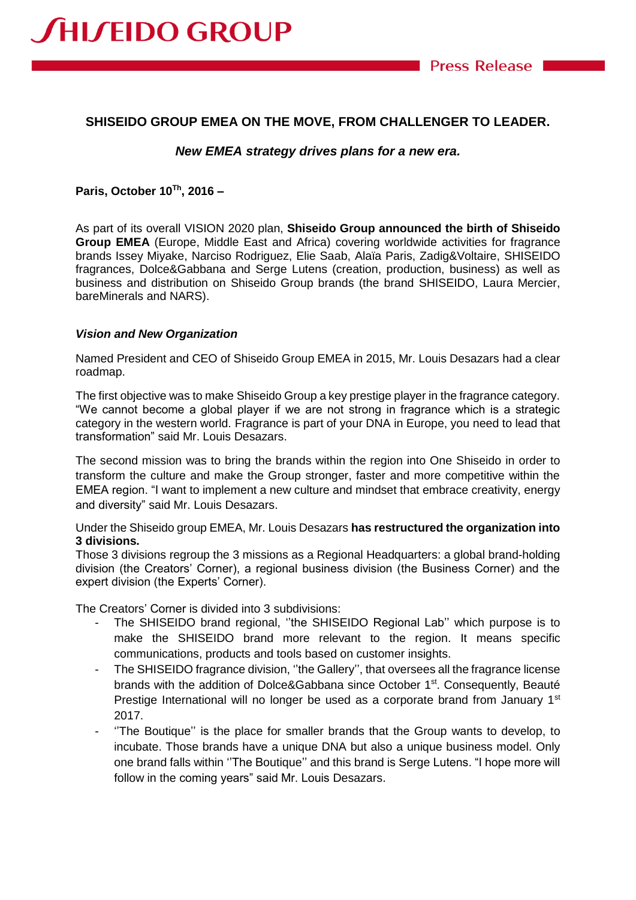**SHISEIDO GROUP EMEA ON THE MOVE, FROM CHALLENGER TO LEADER.**

***New EMEA strategy drives plans for a new era.***

**Paris, October 10Th, 2016 –**

As part of its overall VISION 2020 plan, **Shiseido Group announced the birth of Shiseido Group EMEA** (Europe, Middle East and Africa) covering worldwide activities for fragrance brands Issey Miyake, Narciso Rodriguez, Elie Saab, Alaïa Paris, Zadig&Voltaire, SHISEIDO fragrances, Dolce&Gabbana and Serge Lutens (creation, production, business) as well as business and distribution on Shiseido Group brands (the brand SHISEIDO, Laura Mercier, bareMinerals and NARS).

***Vision and New Organization***

Named President and CEO of Shiseido Group EMEA in 2015, Mr. Louis Desazars had a clear roadmap.

The first objective was to make Shiseido Group a key prestige player in the fragrance category. "We cannot become a global player if we are not strong in fragrance which is a strategic category in the western world. Fragrance is part of your DNA in Europe, you need to lead that transformation" said Mr. Louis Desazars.

The second mission was to bring the brands within the region into One Shiseido in order to transform the culture and make the Group stronger, faster and more competitive within the EMEA region. "I want to implement a new culture and mindset that embrace creativity, energy and diversity" said Mr. Louis Desazars.

Under the Shiseido group EMEA, Mr. Louis Desazars **has restructured the organization into 3 divisions.**
Those 3 divisions regroup the 3 missions as a Regional Headquarters: a global brand-holding division (the Creators' Corner), a regional business division (the Business Corner) and the expert division (the Experts' Corner).

The Creators' Corner is divided into 3 subdivisions:

- The SHISEIDO brand regional, ''the SHISEIDO Regional Lab'' which purpose is to make the SHISEIDO brand more relevant to the region. It means specific communications, products and tools based on customer insights.
- The SHISEIDO fragrance division, ''the Gallery'', that oversees all the fragrance license brands with the addition of Dolce&Gabbana since October 1st. Consequently, Beauté Prestige International will no longer be used as a corporate brand from January 1st 2017.
- ''The Boutique'' is the place for smaller brands that the Group wants to develop, to incubate. Those brands have a unique DNA but also a unique business model. Only one brand falls within ''The Boutique'' and this brand is Serge Lutens. "I hope more will follow in the coming years" said Mr. Louis Desazars.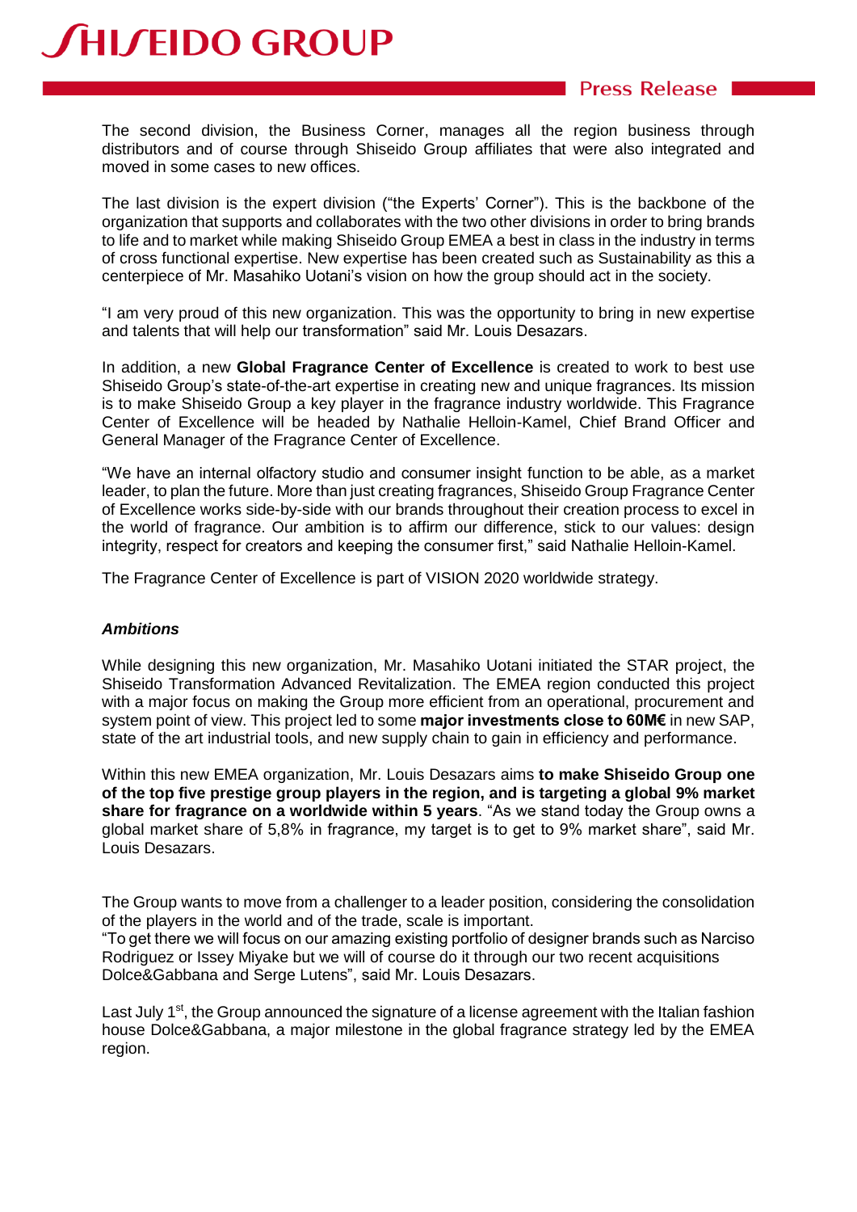The second division, the Business Corner, manages all the region business through distributors and of course through Shiseido Group affiliates that were also integrated and moved in some cases to new offices.

The last division is the expert division ("the Experts' Corner"). This is the backbone of the organization that supports and collaborates with the two other divisions in order to bring brands to life and to market while making Shiseido Group EMEA a best in class in the industry in terms of cross functional expertise. New expertise has been created such as Sustainability as this a centerpiece of Mr. Masahiko Uotani's vision on how the group should act in the society.

"I am very proud of this new organization. This was the opportunity to bring in new expertise and talents that will help our transformation" said Mr. Louis Desazars.

In addition, a new **Global Fragrance Center of Excellence** is created to work to best use Shiseido Group's state-of-the-art expertise in creating new and unique fragrances. Its mission is to make Shiseido Group a key player in the fragrance industry worldwide. This Fragrance Center of Excellence will be headed by Nathalie Helloin-Kamel, Chief Brand Officer and General Manager of the Fragrance Center of Excellence.

"We have an internal olfactory studio and consumer insight function to be able, as a market leader, to plan the future. More than just creating fragrances, Shiseido Group Fragrance Center of Excellence works side-by-side with our brands throughout their creation process to excel in the world of fragrance. Our ambition is to affirm our difference, stick to our values: design integrity, respect for creators and keeping the consumer first," said Nathalie Helloin-Kamel.

The Fragrance Center of Excellence is part of VISION 2020 worldwide strategy.

***Ambitions***

While designing this new organization, Mr. Masahiko Uotani initiated the STAR project, the Shiseido Transformation Advanced Revitalization. The EMEA region conducted this project with a major focus on making the Group more efficient from an operational, procurement and system point of view. This project led to some **major investments close to 60M€** in new SAP, state of the art industrial tools, and new supply chain to gain in efficiency and performance.

Within this new EMEA organization, Mr. Louis Desazars aims **to make Shiseido Group one of the top five prestige group players in the region, and is targeting a global 9% market share for fragrance on a worldwide within 5 years**. "As we stand today the Group owns a global market share of 5,8% in fragrance, my target is to get to 9% market share", said Mr. Louis Desazars.

The Group wants to move from a challenger to a leader position, considering the consolidation of the players in the world and of the trade, scale is important.
"To get there we will focus on our amazing existing portfolio of designer brands such as Narciso Rodriguez or Issey Miyake but we will of course do it through our two recent acquisitions Dolce&Gabbana and Serge Lutens", said Mr. Louis Desazars.

Last July 1st, the Group announced the signature of a license agreement with the Italian fashion house Dolce&Gabbana, a major milestone in the global fragrance strategy led by the EMEA region.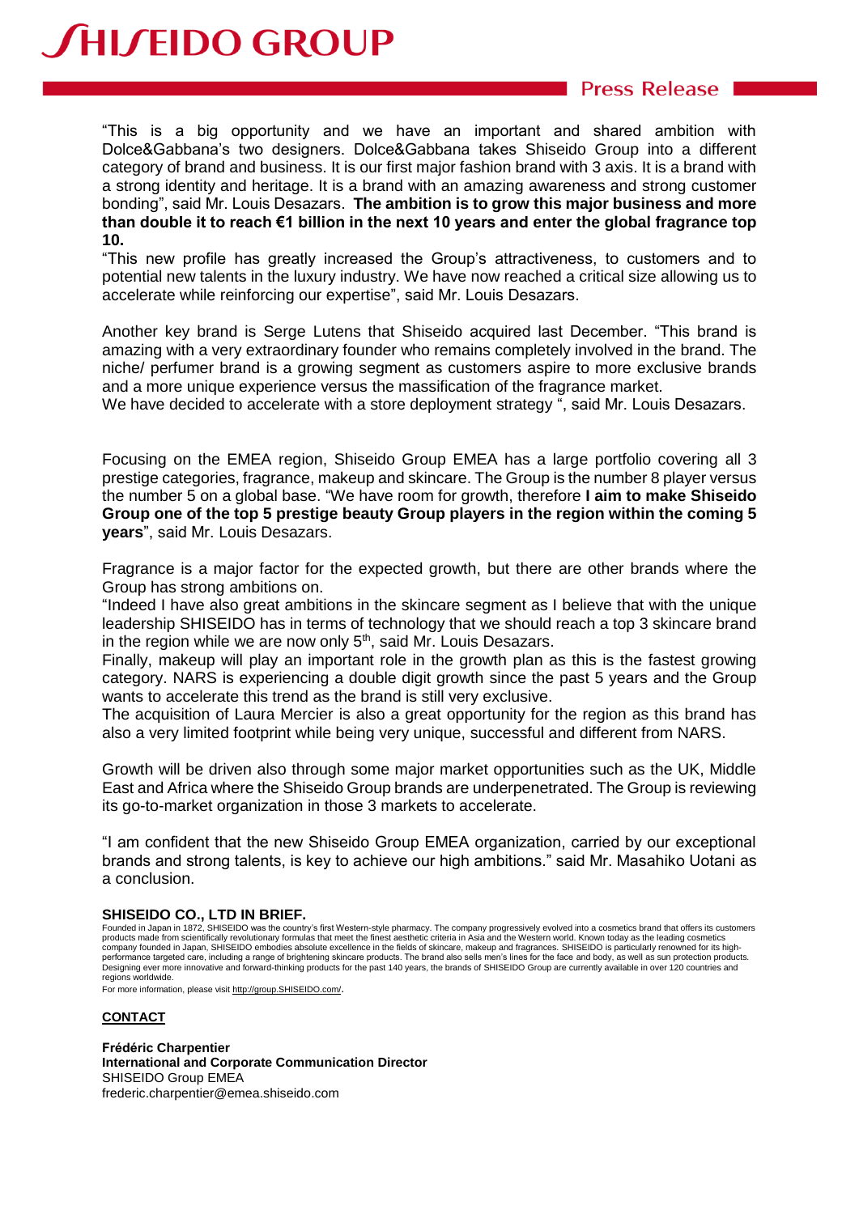"This is a big opportunity and we have an important and shared ambition with Dolce&Gabbana's two designers. Dolce&Gabbana takes Shiseido Group into a different category of brand and business. It is our first major fashion brand with 3 axis. It is a brand with a strong identity and heritage. It is a brand with an amazing awareness and strong customer bonding", said Mr. Louis Desazars. **The ambition is to grow this major business and more than double it to reach €1 billion in the next 10 years and enter the global fragrance top 10.**

"This new profile has greatly increased the Group's attractiveness, to customers and to potential new talents in the luxury industry. We have now reached a critical size allowing us to accelerate while reinforcing our expertise", said Mr. Louis Desazars.

Another key brand is Serge Lutens that Shiseido acquired last December. "This brand is amazing with a very extraordinary founder who remains completely involved in the brand. The niche/ perfumer brand is a growing segment as customers aspire to more exclusive brands and a more unique experience versus the massification of the fragrance market.
We have decided to accelerate with a store deployment strategy ", said Mr. Louis Desazars.

Focusing on the EMEA region, Shiseido Group EMEA has a large portfolio covering all 3 prestige categories, fragrance, makeup and skincare. The Group is the number 8 player versus the number 5 on a global base. "We have room for growth, therefore **I aim to make Shiseido Group one of the top 5 prestige beauty Group players in the region within the coming 5 years**", said Mr. Louis Desazars.

Fragrance is a major factor for the expected growth, but there are other brands where the Group has strong ambitions on.
"Indeed I have also great ambitions in the skincare segment as I believe that with the unique leadership SHISEIDO has in terms of technology that we should reach a top 3 skincare brand in the region while we are now only 5th", said Mr. Louis Desazars.
Finally, makeup will play an important role in the growth plan as this is the fastest growing category. NARS is experiencing a double digit growth since the past 5 years and the Group wants to accelerate this trend as the brand is still very exclusive.
The acquisition of Laura Mercier is also a great opportunity for the region as this brand has also a very limited footprint while being very unique, successful and different from NARS.

Growth will be driven also through some major market opportunities such as the UK, Middle East and Africa where the Shiseido Group brands are underpenetrated. The Group is reviewing its go-to-market organization in those 3 markets to accelerate.

"I am confident that the new Shiseido Group EMEA organization, carried by our exceptional brands and strong talents, is key to achieve our high ambitions." said Mr. Masahiko Uotani as a conclusion.

**SHISEIDO CO., LTD IN BRIEF.**

Founded in Japan in 1872, SHISEIDO was the country's first Western-style pharmacy. The company progressively evolved into a cosmetics brand that offers its customers products made from scientifically revolutionary formulas that meet the finest aesthetic criteria in Asia and the Western world. Known today as the leading cosmetics company founded in Japan, SHISEIDO embodies absolute excellence in the fields of skincare, makeup and fragrances. SHISEIDO is particularly renowned for its high-performance targeted care, including a range of brightening skincare products. The brand also sells men's lines for the face and body, as well as sun protection products. Designing ever more innovative and forward-thinking products for the past 140 years, the brands of SHISEIDO Group are currently available in over 120 countries and regions worldwide.

For more information, please visit http://group.SHISEIDO.com/.

**CONTACT**

**Frédéric Charpentier**
**International and Corporate Communication Director**
SHISEIDO Group EMEA
frederic.charpentier@emea.shiseido.com